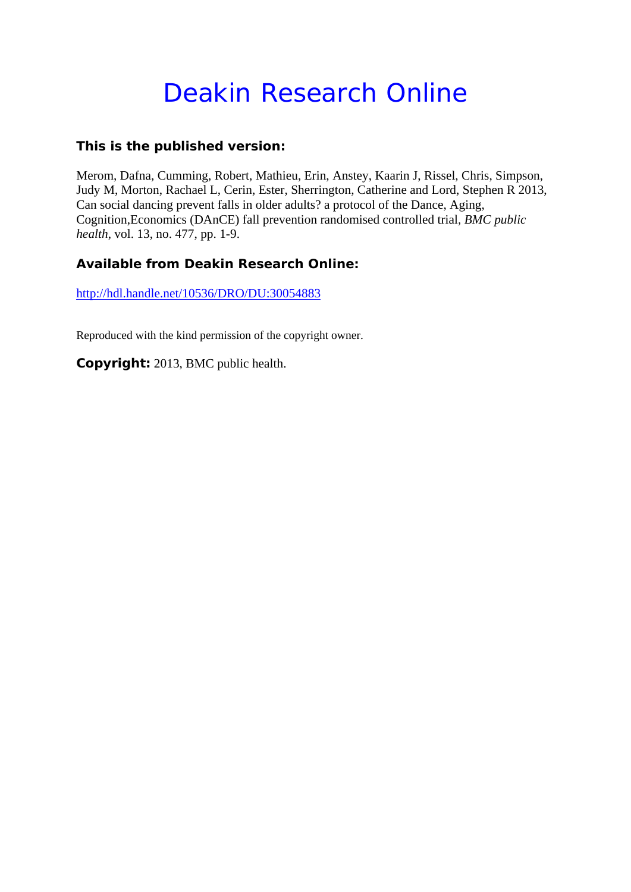# Deakin Research Online

### This is the published version:

Merom, Dafna, Cumming, Robert, Mathieu, Erin, Anstey, Kaarin J, Rissel, Chris, Simpson, Judy M, Morton, Rachael L, Cerin, Ester, Sherrington, Catherine and Lord, Stephen R 2013, Can social dancing prevent falls in older adults? a protocol of the Dance, Aging, Cognition,Economics (DAnCE) fall prevention randomised controlled trial, *BMC public health*, vol. 13, no. 477, pp. 1-9.

### Available from Deakin Research Online:

http://hdl.handle.net/10536/DRO/DU:30054883

Reproduced with the kind permission of the copyright owner.

**Copyright:** 2013, BMC public health.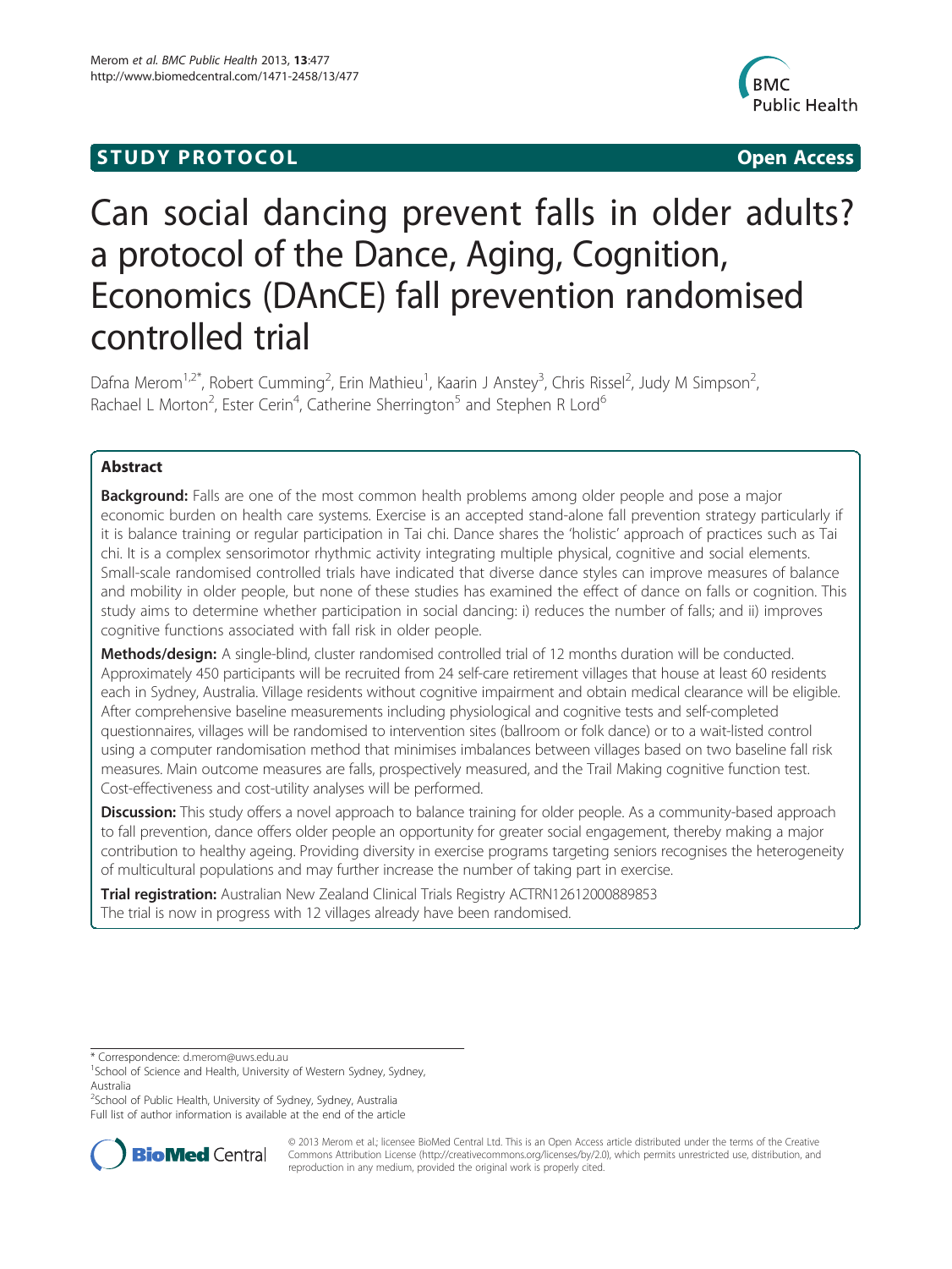# Can social dancing prevent falls in older adults? a protocol of the Dance, Aging, Cognition, Economics (DAnCE) fall prevention randomised controlled trial

Dafna Merom[1,2*], Robert Cumming[2], Erin Mathieu[1], Kaarin J Anstey[3], Chris Rissel[2], Judy M Simpson[2], Rachael L Morton[2], Ester Cerin[4], Catherine Sherrington[5] and Stephen R Lord[6]

## Abstract

**Background:** Falls are one of the most common health problems among older people and pose a major economic burden on health care systems. Exercise is an accepted stand-alone fall prevention strategy particularly if it is balance training or regular participation in Tai chi. Dance shares the 'holistic' approach of practices such as Tai chi. It is a complex sensorimotor rhythmic activity integrating multiple physical, cognitive and social elements. Small-scale randomised controlled trials have indicated that diverse dance styles can improve measures of balance and mobility in older people, but none of these studies has examined the effect of dance on falls or cognition. This study aims to determine whether participation in social dancing: i) reduces the number of falls; and ii) improves cognitive functions associated with fall risk in older people.

**Methods/design:** A single-blind, cluster randomised controlled trial of 12 months duration will be conducted. Approximately 450 participants will be recruited from 24 self-care retirement villages that house at least 60 residents each in Sydney, Australia. Village residents without cognitive impairment and obtain medical clearance will be eligible. After comprehensive baseline measurements including physiological and cognitive tests and self-completed questionnaires, villages will be randomised to intervention sites (ballroom or folk dance) or to a wait-listed control using a computer randomisation method that minimises imbalances between villages based on two baseline fall risk measures. Main outcome measures are falls, prospectively measured, and the Trail Making cognitive function test. Cost-effectiveness and cost-utility analyses will be performed.

**Discussion:** This study offers a novel approach to balance training for older people. As a community-based approach to fall prevention, dance offers older people an opportunity for greater social engagement, thereby making a major contribution to healthy ageing. Providing diversity in exercise programs targeting seniors recognises the heterogeneity of multicultural populations and may further increase the number of taking part in exercise.

**Trial registration:** Australian New Zealand Clinical Trials Registry ACTRN12612000889853
The trial is now in progress with 12 villages already have been randomised.

* Correspondence: d.merom@uws.edu.au
[1]School of Science and Health, University of Western Sydney, Sydney, Australia
[2]School of Public Health, University of Sydney, Sydney, Australia
Full list of author information is available at the end of the article

© 2013 Merom et al.; licensee BioMed Central Ltd. This is an Open Access article distributed under the terms of the Creative Commons Attribution License (http://creativecommons.org/licenses/by/2.0), which permits unrestricted use, distribution, and reproduction in any medium, provided the original work is properly cited.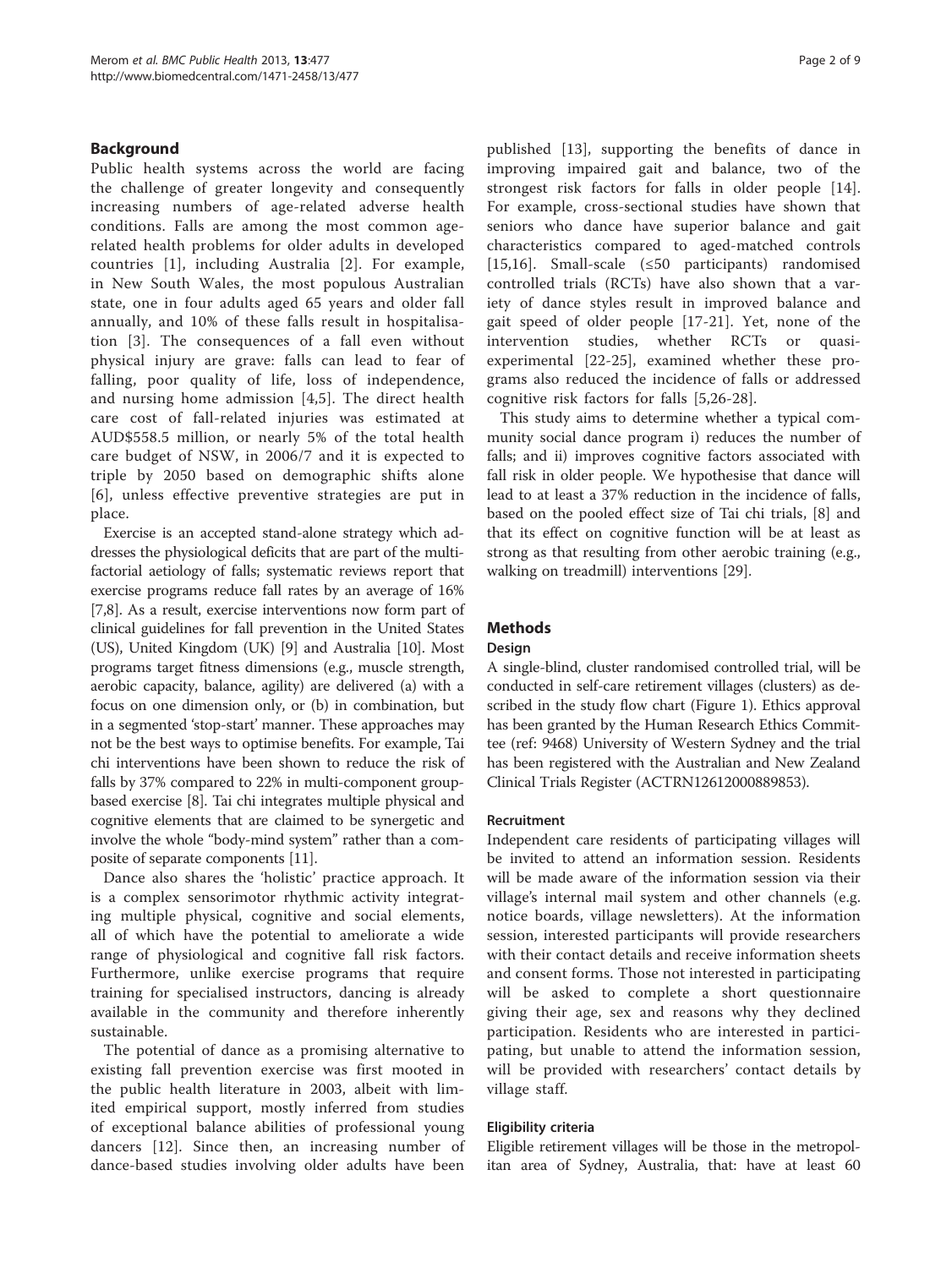## Background

Public health systems across the world are facing the challenge of greater longevity and consequently increasing numbers of age-related adverse health conditions. Falls are among the most common age-related health problems for older adults in developed countries [1], including Australia [2]. For example, in New South Wales, the most populous Australian state, one in four adults aged 65 years and older fall annually, and 10% of these falls result in hospitalisation [3]. The consequences of a fall even without physical injury are grave: falls can lead to fear of falling, poor quality of life, loss of independence, and nursing home admission [4,5]. The direct health care cost of fall-related injuries was estimated at AUD$558.5 million, or nearly 5% of the total health care budget of NSW, in 2006/7 and it is expected to triple by 2050 based on demographic shifts alone [6], unless effective preventive strategies are put in place.

Exercise is an accepted stand-alone strategy which addresses the physiological deficits that are part of the multifactorial aetiology of falls; systematic reviews report that exercise programs reduce fall rates by an average of 16% [7,8]. As a result, exercise interventions now form part of clinical guidelines for fall prevention in the United States (US), United Kingdom (UK) [9] and Australia [10]. Most programs target fitness dimensions (e.g., muscle strength, aerobic capacity, balance, agility) are delivered (a) with a focus on one dimension only, or (b) in combination, but in a segmented 'stop-start' manner. These approaches may not be the best ways to optimise benefits. For example, Tai chi interventions have been shown to reduce the risk of falls by 37% compared to 22% in multi-component group-based exercise [8]. Tai chi integrates multiple physical and cognitive elements that are claimed to be synergetic and involve the whole "body-mind system" rather than a composite of separate components [11].

Dance also shares the 'holistic' practice approach. It is a complex sensorimotor rhythmic activity integrating multiple physical, cognitive and social elements, all of which have the potential to ameliorate a wide range of physiological and cognitive fall risk factors. Furthermore, unlike exercise programs that require training for specialised instructors, dancing is already available in the community and therefore inherently sustainable.

The potential of dance as a promising alternative to existing fall prevention exercise was first mooted in the public health literature in 2003, albeit with limited empirical support, mostly inferred from studies of exceptional balance abilities of professional young dancers [12]. Since then, an increasing number of dance-based studies involving older adults have been published [13], supporting the benefits of dance in improving impaired gait and balance, two of the strongest risk factors for falls in older people [14]. For example, cross-sectional studies have shown that seniors who dance have superior balance and gait characteristics compared to aged-matched controls [15,16]. Small-scale (≤50 participants) randomised controlled trials (RCTs) have also shown that a variety of dance styles result in improved balance and gait speed of older people [17-21]. Yet, none of the intervention studies, whether RCTs or quasi-experimental [22-25], examined whether these programs also reduced the incidence of falls or addressed cognitive risk factors for falls [5,26-28].

This study aims to determine whether a typical community social dance program i) reduces the number of falls; and ii) improves cognitive factors associated with fall risk in older people. We hypothesise that dance will lead to at least a 37% reduction in the incidence of falls, based on the pooled effect size of Tai chi trials, [8] and that its effect on cognitive function will be at least as strong as that resulting from other aerobic training (e.g., walking on treadmill) interventions [29].

## Methods

### Design

A single-blind, cluster randomised controlled trial, will be conducted in self-care retirement villages (clusters) as described in the study flow chart (Figure 1). Ethics approval has been granted by the Human Research Ethics Committee (ref: 9468) University of Western Sydney and the trial has been registered with the Australian and New Zealand Clinical Trials Register (ACTRN12612000889853).

### Recruitment

Independent care residents of participating villages will be invited to attend an information session. Residents will be made aware of the information session via their village's internal mail system and other channels (e.g. notice boards, village newsletters). At the information session, interested participants will provide researchers with their contact details and receive information sheets and consent forms. Those not interested in participating will be asked to complete a short questionnaire giving their age, sex and reasons why they declined participation. Residents who are interested in participating, but unable to attend the information session, will be provided with researchers' contact details by village staff.

### Eligibility criteria

Eligible retirement villages will be those in the metropolitan area of Sydney, Australia, that: have at least 60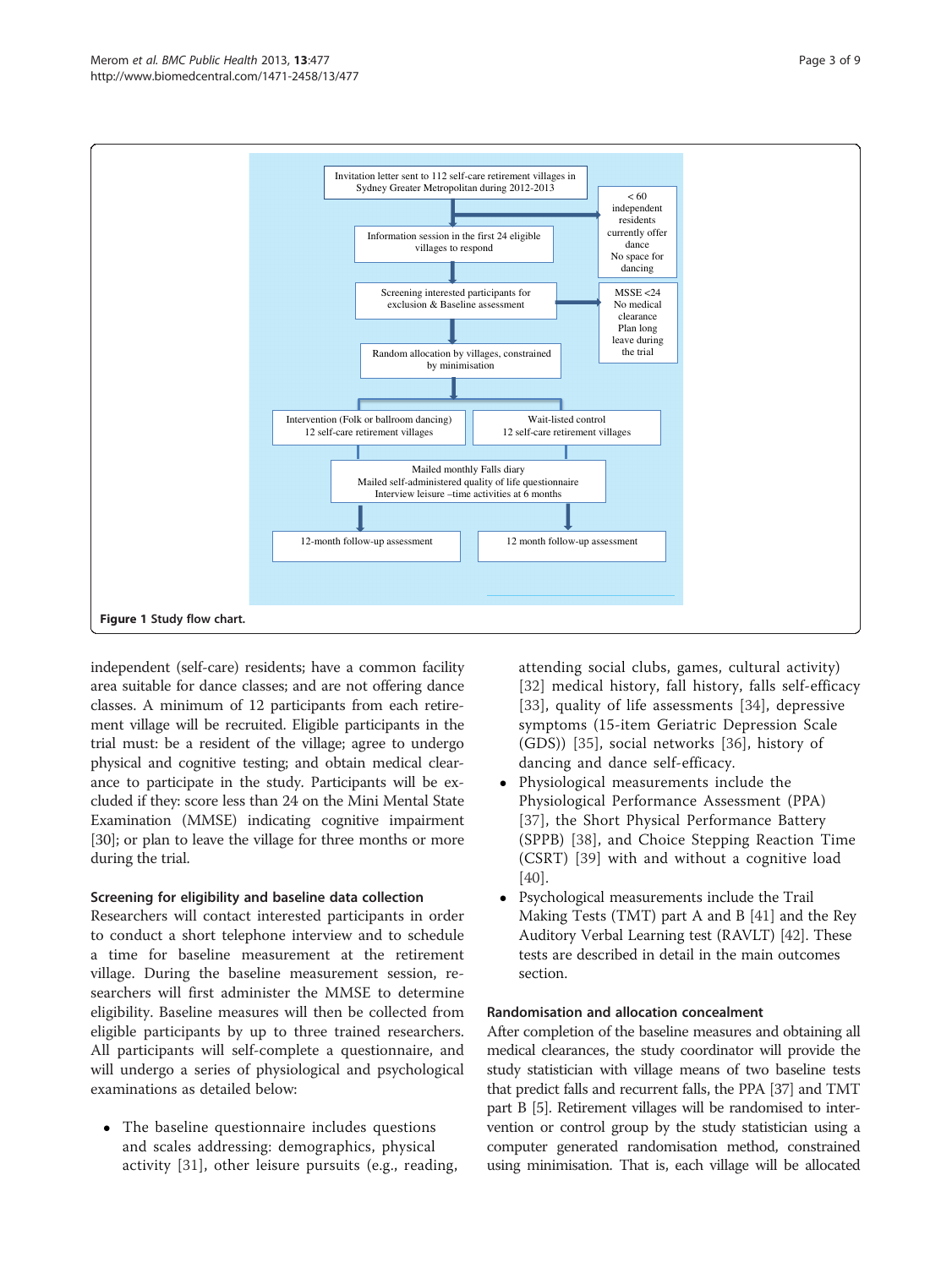Invitation letter sent to 112 self-care retirement villages in Sydney Greater Metropolitan during 2012-2013

< 60 independent residents currently offer dance No space for dancing

Information session in the first 24 eligible villages to respond

Screening interested participants for exclusion & Baseline assessment

MSSE <24 No medical clearance Plan long leave during the trial

Random allocation by villages, constrained by minimisation

Intervention (Folk or ballroom dancing) 12 self-care retirement villages

Wait-listed control 12 self-care retirement villages

Mailed monthly Falls diary
Mailed self-administered quality of life questionnaire
Interview leisure –time activities at 6 months

12-month follow-up assessment

12 month follow-up assessment

**Figure 1** Study flow chart.

independent (self-care) residents; have a common facility area suitable for dance classes; and are not offering dance classes. A minimum of 12 participants from each retirement village will be recruited. Eligible participants in the trial must: be a resident of the village; agree to undergo physical and cognitive testing; and obtain medical clearance to participate in the study. Participants will be excluded if they: score less than 24 on the Mini Mental State Examination (MMSE) indicating cognitive impairment [30]; or plan to leave the village for three months or more during the trial.

### Screening for eligibility and baseline data collection

Researchers will contact interested participants in order to conduct a short telephone interview and to schedule a time for baseline measurement at the retirement village. During the baseline measurement session, researchers will first administer the MMSE to determine eligibility. Baseline measures will then be collected from eligible participants by up to three trained researchers. All participants will self-complete a questionnaire, and will undergo a series of physiological and psychological examinations as detailed below:

- The baseline questionnaire includes questions and scales addressing: demographics, physical activity [31], other leisure pursuits (e.g., reading, attending social clubs, games, cultural activity) [32] medical history, fall history, falls self-efficacy [33], quality of life assessments [34], depressive symptoms (15-item Geriatric Depression Scale (GDS)) [35], social networks [36], history of dancing and dance self-efficacy.
- Physiological measurements include the Physiological Performance Assessment (PPA) [37], the Short Physical Performance Battery (SPPB) [38], and Choice Stepping Reaction Time (CSRT) [39] with and without a cognitive load [40].
- Psychological measurements include the Trail Making Tests (TMT) part A and B [41] and the Rey Auditory Verbal Learning test (RAVLT) [42]. These tests are described in detail in the main outcomes section.

### Randomisation and allocation concealment

After completion of the baseline measures and obtaining all medical clearances, the study coordinator will provide the study statistician with village means of two baseline tests that predict falls and recurrent falls, the PPA [37] and TMT part B [5]. Retirement villages will be randomised to intervention or control group by the study statistician using a computer generated randomisation method, constrained using minimisation. That is, each village will be allocated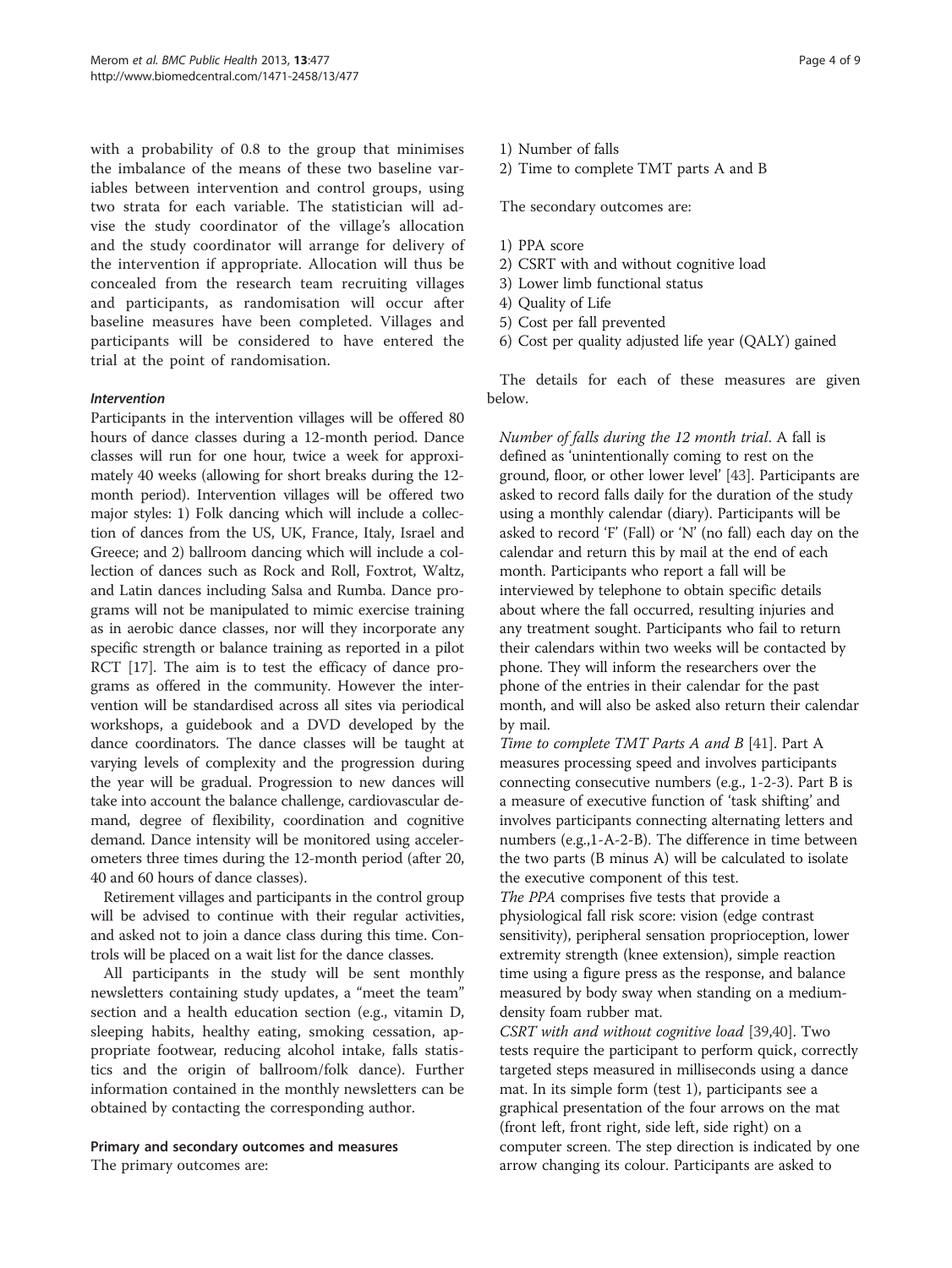with a probability of 0.8 to the group that minimises the imbalance of the means of these two baseline variables between intervention and control groups, using two strata for each variable. The statistician will advise the study coordinator of the village's allocation and the study coordinator will arrange for delivery of the intervention if appropriate. Allocation will thus be concealed from the research team recruiting villages and participants, as randomisation will occur after baseline measures have been completed. Villages and participants will be considered to have entered the trial at the point of randomisation.

#### *Intervention*

Participants in the intervention villages will be offered 80 hours of dance classes during a 12-month period. Dance classes will run for one hour, twice a week for approximately 40 weeks (allowing for short breaks during the 12-month period). Intervention villages will be offered two major styles: 1) Folk dancing which will include a collection of dances from the US, UK, France, Italy, Israel and Greece; and 2) ballroom dancing which will include a collection of dances such as Rock and Roll, Foxtrot, Waltz, and Latin dances including Salsa and Rumba. Dance programs will not be manipulated to mimic exercise training as in aerobic dance classes, nor will they incorporate any specific strength or balance training as reported in a pilot RCT [17]. The aim is to test the efficacy of dance programs as offered in the community. However the intervention will be standardised across all sites via periodical workshops, a guidebook and a DVD developed by the dance coordinators. The dance classes will be taught at varying levels of complexity and the progression during the year will be gradual. Progression to new dances will take into account the balance challenge, cardiovascular demand, degree of flexibility, coordination and cognitive demand. Dance intensity will be monitored using accelerometers three times during the 12-month period (after 20, 40 and 60 hours of dance classes).

Retirement villages and participants in the control group will be advised to continue with their regular activities, and asked not to join a dance class during this time. Controls will be placed on a wait list for the dance classes.

All participants in the study will be sent monthly newsletters containing study updates, a "meet the team" section and a health education section (e.g., vitamin D, sleeping habits, healthy eating, smoking cessation, appropriate footwear, reducing alcohol intake, falls statistics and the origin of ballroom/folk dance). Further information contained in the monthly newsletters can be obtained by contacting the corresponding author.

### Primary and secondary outcomes and measures

The primary outcomes are:

1) Number of falls
2) Time to complete TMT parts A and B

The secondary outcomes are:

1) PPA score
2) CSRT with and without cognitive load
3) Lower limb functional status
4) Quality of Life
5) Cost per fall prevented
6) Cost per quality adjusted life year (QALY) gained

The details for each of these measures are given below.

*Number of falls during the 12 month trial*. A fall is defined as 'unintentionally coming to rest on the ground, floor, or other lower level' [43]. Participants are asked to record falls daily for the duration of the study using a monthly calendar (diary). Participants will be asked to record 'F' (Fall) or 'N' (no fall) each day on the calendar and return this by mail at the end of each month. Participants who report a fall will be interviewed by telephone to obtain specific details about where the fall occurred, resulting injuries and any treatment sought. Participants who fail to return their calendars within two weeks will be contacted by phone. They will inform the researchers over the phone of the entries in their calendar for the past month, and will also be asked also return their calendar by mail.

*Time to complete TMT Parts A and B* [41]. Part A measures processing speed and involves participants connecting consecutive numbers (e.g., 1-2-3). Part B is a measure of executive function of 'task shifting' and involves participants connecting alternating letters and numbers (e.g.,1-A-2-B). The difference in time between the two parts (B minus A) will be calculated to isolate the executive component of this test.

*The PPA* comprises five tests that provide a physiological fall risk score: vision (edge contrast sensitivity), peripheral sensation proprioception, lower extremity strength (knee extension), simple reaction time using a figure press as the response, and balance measured by body sway when standing on a medium-density foam rubber mat.

*CSRT with and without cognitive load* [39,40]. Two tests require the participant to perform quick, correctly targeted steps measured in milliseconds using a dance mat. In its simple form (test 1), participants see a graphical presentation of the four arrows on the mat (front left, front right, side left, side right) on a computer screen. The step direction is indicated by one arrow changing its colour. Participants are asked to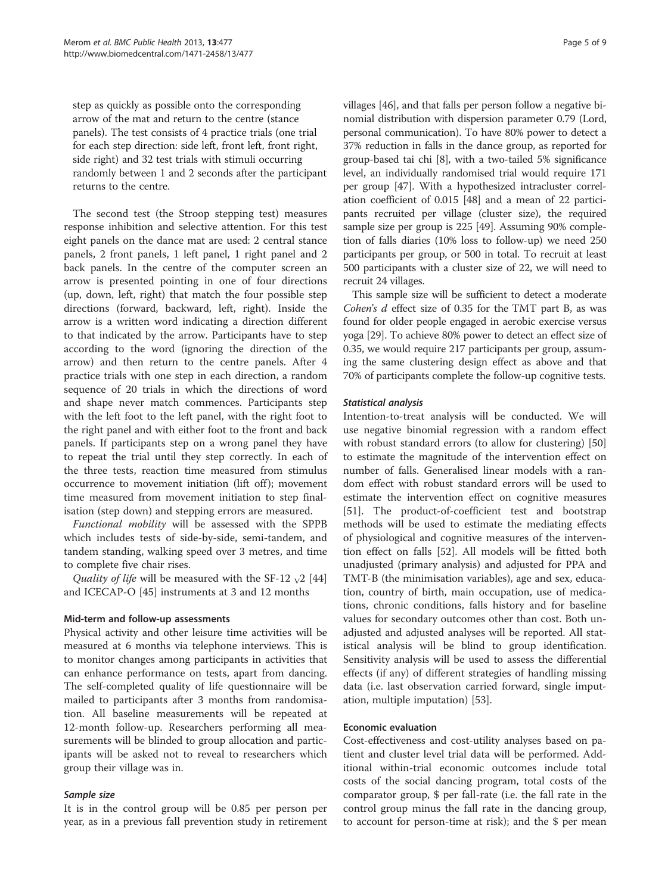step as quickly as possible onto the corresponding arrow of the mat and return to the centre (stance panels). The test consists of 4 practice trials (one trial for each step direction: side left, front left, front right, side right) and 32 test trials with stimuli occurring randomly between 1 and 2 seconds after the participant returns to the centre.

The second test (the Stroop stepping test) measures response inhibition and selective attention. For this test eight panels on the dance mat are used: 2 central stance panels, 2 front panels, 1 left panel, 1 right panel and 2 back panels. In the centre of the computer screen an arrow is presented pointing in one of four directions (up, down, left, right) that match the four possible step directions (forward, backward, left, right). Inside the arrow is a written word indicating a direction different to that indicated by the arrow. Participants have to step according to the word (ignoring the direction of the arrow) and then return to the centre panels. After 4 practice trials with one step in each direction, a random sequence of 20 trials in which the directions of word and shape never match commences. Participants step with the left foot to the left panel, with the right foot to the right panel and with either foot to the front and back panels. If participants step on a wrong panel they have to repeat the trial until they step correctly. In each of the three tests, reaction time measured from stimulus occurrence to movement initiation (lift off); movement time measured from movement initiation to step finalisation (step down) and stepping errors are measured.

*Functional mobility* will be assessed with the SPPB which includes tests of side-by-side, semi-tandem, and tandem standing, walking speed over 3 metres, and time to complete five chair rises.

*Quality of life* will be measured with the SF-12 $_V$2 [44] and ICECAP-O [45] instruments at 3 and 12 months

#### Mid-term and follow-up assessments

Physical activity and other leisure time activities will be measured at 6 months via telephone interviews. This is to monitor changes among participants in activities that can enhance performance on tests, apart from dancing. The self-completed quality of life questionnaire will be mailed to participants after 3 months from randomisation. All baseline measurements will be repeated at 12-month follow-up. Researchers performing all measurements will be blinded to group allocation and participants will be asked not to reveal to researchers which group their village was in.

#### *Sample size*

It is in the control group will be 0.85 per person per year, as in a previous fall prevention study in retirement villages [46], and that falls per person follow a negative binomial distribution with dispersion parameter 0.79 (Lord, personal communication). To have 80% power to detect a 37% reduction in falls in the dance group, as reported for group-based tai chi [8], with a two-tailed 5% significance level, an individually randomised trial would require 171 per group [47]. With a hypothesized intracluster correlation coefficient of 0.015 [48] and a mean of 22 participants recruited per village (cluster size), the required sample size per group is 225 [49]. Assuming 90% completion of falls diaries (10% loss to follow-up) we need 250 participants per group, or 500 in total. To recruit at least 500 participants with a cluster size of 22, we will need to recruit 24 villages.

This sample size will be sufficient to detect a moderate *Cohen's d* effect size of 0.35 for the TMT part B, as was found for older people engaged in aerobic exercise versus yoga [29]. To achieve 80% power to detect an effect size of 0.35, we would require 217 participants per group, assuming the same clustering design effect as above and that 70% of participants complete the follow-up cognitive tests.

#### *Statistical analysis*

Intention-to-treat analysis will be conducted. We will use negative binomial regression with a random effect with robust standard errors (to allow for clustering) [50] to estimate the magnitude of the intervention effect on number of falls. Generalised linear models with a random effect with robust standard errors will be used to estimate the intervention effect on cognitive measures [51]. The product-of-coefficient test and bootstrap methods will be used to estimate the mediating effects of physiological and cognitive measures of the intervention effect on falls [52]. All models will be fitted both unadjusted (primary analysis) and adjusted for PPA and TMT-B (the minimisation variables), age and sex, education, country of birth, main occupation, use of medications, chronic conditions, falls history and for baseline values for secondary outcomes other than cost. Both unadjusted and adjusted analyses will be reported. All statistical analysis will be blind to group identification. Sensitivity analysis will be used to assess the differential effects (if any) of different strategies of handling missing data (i.e. last observation carried forward, single imputation, multiple imputation) [53].

#### Economic evaluation

Cost-effectiveness and cost-utility analyses based on patient and cluster level trial data will be performed. Additional within-trial economic outcomes include total costs of the social dancing program, total costs of the comparator group, $ per fall-rate (i.e. the fall rate in the control group minus the fall rate in the dancing group, to account for person-time at risk); and the $ per mean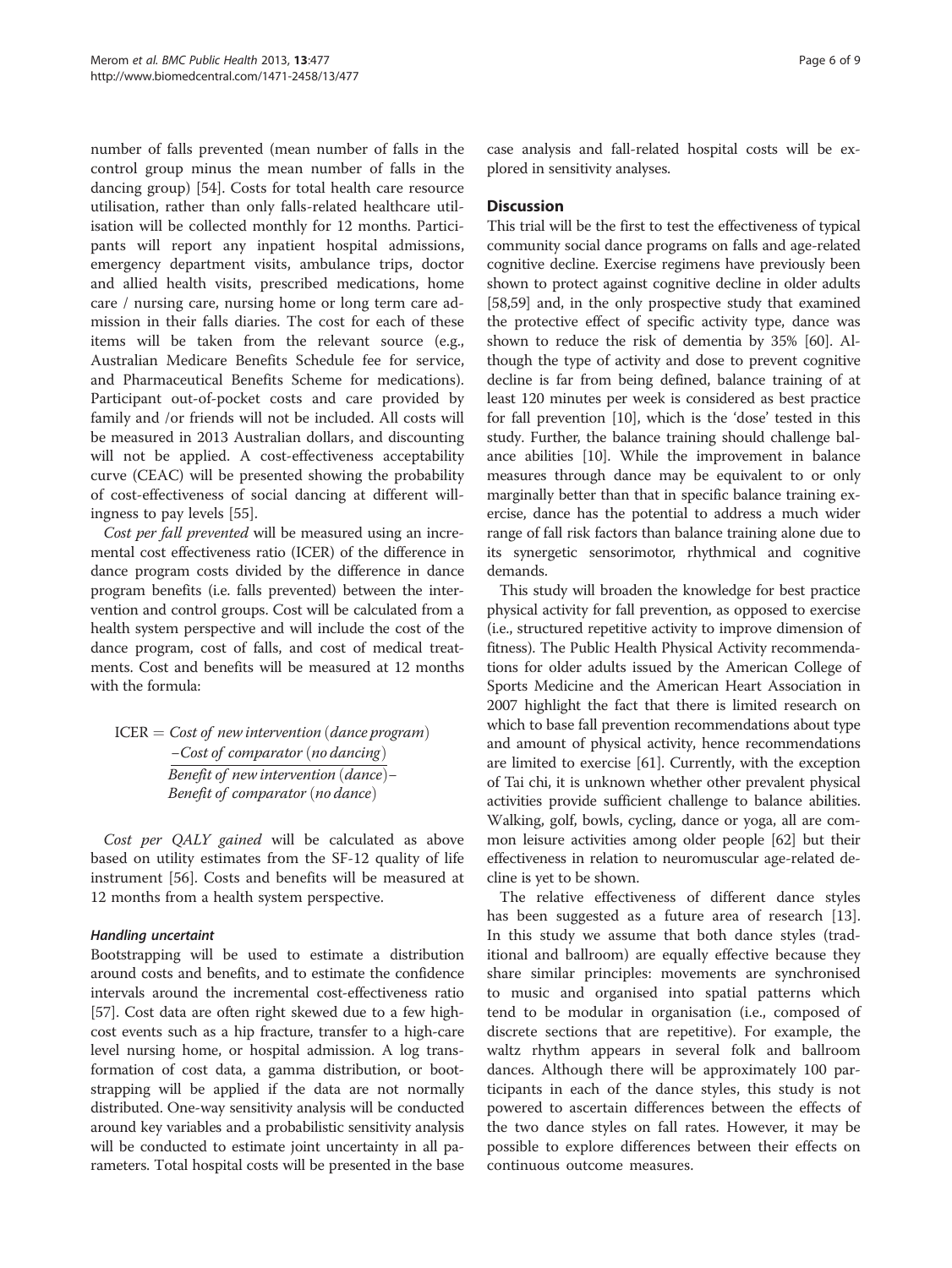number of falls prevented (mean number of falls in the control group minus the mean number of falls in the dancing group) [54]. Costs for total health care resource utilisation, rather than only falls-related healthcare utilisation will be collected monthly for 12 months. Participants will report any inpatient hospital admissions, emergency department visits, ambulance trips, doctor and allied health visits, prescribed medications, home care / nursing care, nursing home or long term care admission in their falls diaries. The cost for each of these items will be taken from the relevant source (e.g., Australian Medicare Benefits Schedule fee for service, and Pharmaceutical Benefits Scheme for medications). Participant out-of-pocket costs and care provided by family and /or friends will not be included. All costs will be measured in 2013 Australian dollars, and discounting will not be applied. A cost-effectiveness acceptability curve (CEAC) will be presented showing the probability of cost-effectiveness of social dancing at different willingness to pay levels [55].

*Cost per fall prevented* will be measured using an incremental cost effectiveness ratio (ICER) of the difference in dance program costs divided by the difference in dance program benefits (i.e. falls prevented) between the intervention and control groups. Cost will be calculated from a health system perspective and will include the cost of the dance program, cost of falls, and cost of medical treatments. Cost and benefits will be measured at 12 months with the formula:

$$\text{ICER} = \frac{\textit{Cost of new intervention (dance program)} - \textit{Cost of comparator (no dancing)}}{\textit{Benefit of new intervention (dance)} - \textit{Benefit of comparator (no dance)}}$$

*Cost per QALY gained* will be calculated as above based on utility estimates from the SF-12 quality of life instrument [56]. Costs and benefits will be measured at 12 months from a health system perspective.

#### *Handling uncertaint*

Bootstrapping will be used to estimate a distribution around costs and benefits, and to estimate the confidence intervals around the incremental cost-effectiveness ratio [57]. Cost data are often right skewed due to a few high-cost events such as a hip fracture, transfer to a high-care level nursing home, or hospital admission. A log transformation of cost data, a gamma distribution, or bootstrapping will be applied if the data are not normally distributed. One-way sensitivity analysis will be conducted around key variables and a probabilistic sensitivity analysis will be conducted to estimate joint uncertainty in all parameters. Total hospital costs will be presented in the base case analysis and fall-related hospital costs will be explored in sensitivity analyses.

## Discussion

This trial will be the first to test the effectiveness of typical community social dance programs on falls and age-related cognitive decline. Exercise regimens have previously been shown to protect against cognitive decline in older adults [58,59] and, in the only prospective study that examined the protective effect of specific activity type, dance was shown to reduce the risk of dementia by 35% [60]. Although the type of activity and dose to prevent cognitive decline is far from being defined, balance training of at least 120 minutes per week is considered as best practice for fall prevention [10], which is the 'dose' tested in this study. Further, the balance training should challenge balance abilities [10]. While the improvement in balance measures through dance may be equivalent to or only marginally better than that in specific balance training exercise, dance has the potential to address a much wider range of fall risk factors than balance training alone due to its synergetic sensorimotor, rhythmical and cognitive demands.

This study will broaden the knowledge for best practice physical activity for fall prevention, as opposed to exercise (i.e., structured repetitive activity to improve dimension of fitness). The Public Health Physical Activity recommendations for older adults issued by the American College of Sports Medicine and the American Heart Association in 2007 highlight the fact that there is limited research on which to base fall prevention recommendations about type and amount of physical activity, hence recommendations are limited to exercise [61]. Currently, with the exception of Tai chi, it is unknown whether other prevalent physical activities provide sufficient challenge to balance abilities. Walking, golf, bowls, cycling, dance or yoga, all are common leisure activities among older people [62] but their effectiveness in relation to neuromuscular age-related decline is yet to be shown.

The relative effectiveness of different dance styles has been suggested as a future area of research [13]. In this study we assume that both dance styles (traditional and ballroom) are equally effective because they share similar principles: movements are synchronised to music and organised into spatial patterns which tend to be modular in organisation (i.e., composed of discrete sections that are repetitive). For example, the waltz rhythm appears in several folk and ballroom dances. Although there will be approximately 100 participants in each of the dance styles, this study is not powered to ascertain differences between the effects of the two dance styles on fall rates. However, it may be possible to explore differences between their effects on continuous outcome measures.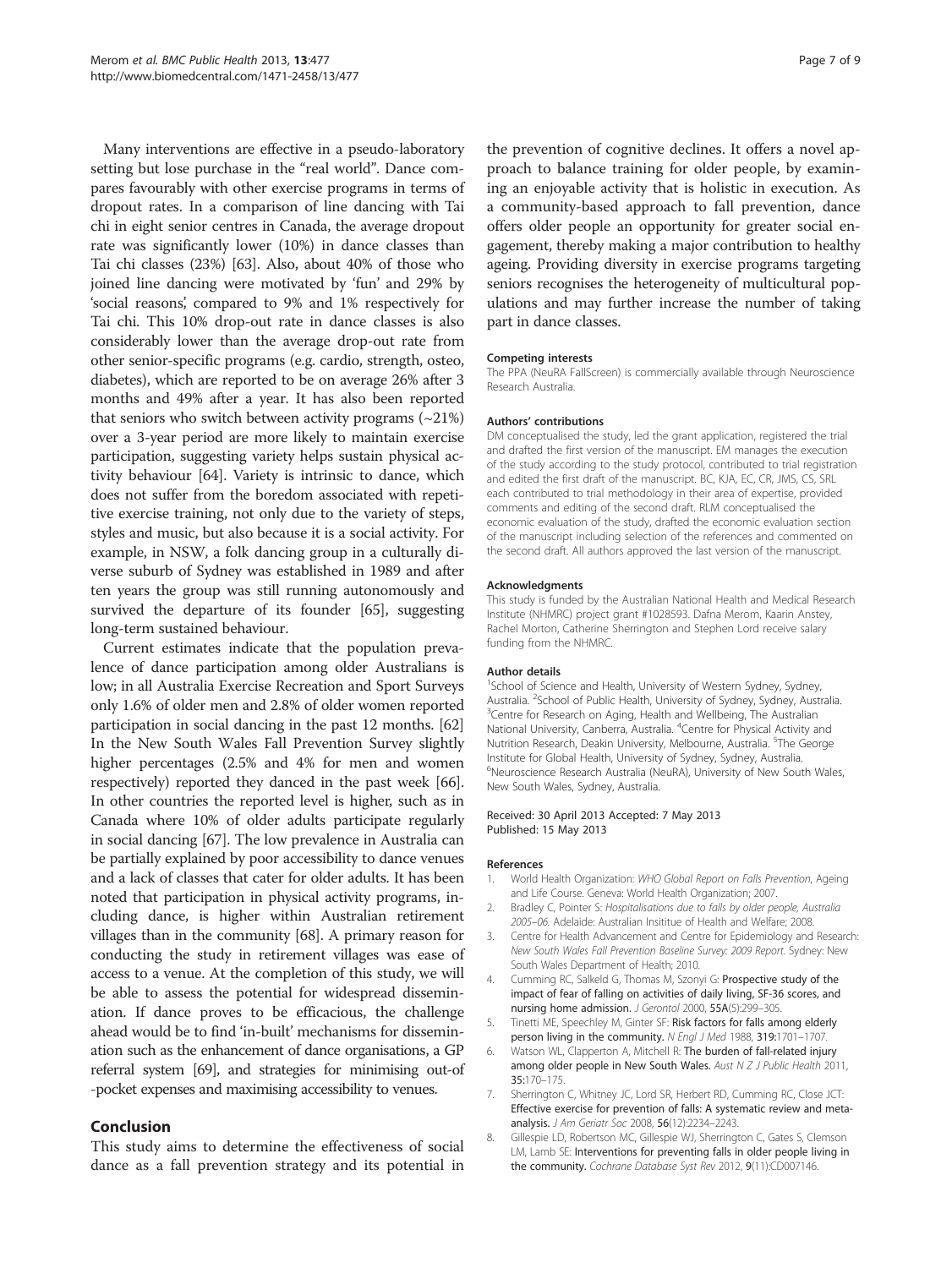Many interventions are effective in a pseudo-laboratory setting but lose purchase in the "real world". Dance compares favourably with other exercise programs in terms of dropout rates. In a comparison of line dancing with Tai chi in eight senior centres in Canada, the average dropout rate was significantly lower (10%) in dance classes than Tai chi classes (23%) [63]. Also, about 40% of those who joined line dancing were motivated by 'fun' and 29% by 'social reasons', compared to 9% and 1% respectively for Tai chi. This 10% drop-out rate in dance classes is also considerably lower than the average drop-out rate from other senior-specific programs (e.g. cardio, strength, osteo, diabetes), which are reported to be on average 26% after 3 months and 49% after a year. It has also been reported that seniors who switch between activity programs (~21%) over a 3-year period are more likely to maintain exercise participation, suggesting variety helps sustain physical activity behaviour [64]. Variety is intrinsic to dance, which does not suffer from the boredom associated with repetitive exercise training, not only due to the variety of steps, styles and music, but also because it is a social activity. For example, in NSW, a folk dancing group in a culturally diverse suburb of Sydney was established in 1989 and after ten years the group was still running autonomously and survived the departure of its founder [65], suggesting long-term sustained behaviour.

Current estimates indicate that the population prevalence of dance participation among older Australians is low; in all Australia Exercise Recreation and Sport Surveys only 1.6% of older men and 2.8% of older women reported participation in social dancing in the past 12 months. [62] In the New South Wales Fall Prevention Survey slightly higher percentages (2.5% and 4% for men and women respectively) reported they danced in the past week [66]. In other countries the reported level is higher, such as in Canada where 10% of older adults participate regularly in social dancing [67]. The low prevalence in Australia can be partially explained by poor accessibility to dance venues and a lack of classes that cater for older adults. It has been noted that participation in physical activity programs, including dance, is higher within Australian retirement villages than in the community [68]. A primary reason for conducting the study in retirement villages was ease of access to a venue. At the completion of this study, we will be able to assess the potential for widespread dissemination. If dance proves to be efficacious, the challenge ahead would be to find 'in-built' mechanisms for dissemination such as the enhancement of dance organisations, a GP referral system [69], and strategies for minimising out-of-pocket expenses and maximising accessibility to venues.

## Conclusion

This study aims to determine the effectiveness of social dance as a fall prevention strategy and its potential in the prevention of cognitive declines. It offers a novel approach to balance training for older people, by examining an enjoyable activity that is holistic in execution. As a community-based approach to fall prevention, dance offers older people an opportunity for greater social engagement, thereby making a major contribution to healthy ageing. Providing diversity in exercise programs targeting seniors recognises the heterogeneity of multicultural populations and may further increase the number of taking part in dance classes.

#### Competing interests

The PPA (NeuRA FallScreen) is commercially available through Neuroscience Research Australia.

#### Authors' contributions

DM conceptualised the study, led the grant application, registered the trial and drafted the first version of the manuscript. EM manages the execution of the study according to the study protocol, contributed to trial registration and edited the first draft of the manuscript. BC, KJA, EC, CR, JMS, CS, SRL each contributed to trial methodology in their area of expertise, provided comments and editing of the second draft. RLM conceptualised the economic evaluation of the study, drafted the economic evaluation section of the manuscript including selection of the references and commented on the second draft. All authors approved the last version of the manuscript.

#### Acknowledgments

This study is funded by the Australian National Health and Medical Research Institute (NHMRC) project grant #1028593. Dafna Merom, Kaarin Anstey, Rachel Morton, Catherine Sherrington and Stephen Lord receive salary funding from the NHMRC.

#### Author details

[1]School of Science and Health, University of Western Sydney, Sydney, Australia. [2]School of Public Health, University of Sydney, Sydney, Australia. [3]Centre for Research on Aging, Health and Wellbeing, The Australian National University, Canberra, Australia. [4]Centre for Physical Activity and Nutrition Research, Deakin University, Melbourne, Australia. [5]The George Institute for Global Health, University of Sydney, Sydney, Australia. [6]Neuroscience Research Australia (NeuRA), University of New South Wales, New South Wales, Sydney, Australia.

Received: 30 April 2013 Accepted: 7 May 2013
Published: 15 May 2013

#### References

1. World Health Organization: *WHO Global Report on Falls Prevention*, Ageing and Life Course. Geneva: World Health Organization; 2007.
2. Bradley C, Pointer S: *Hospitalisations due to falls by older people, Australia 2005–06.* Adelaide: Australian Insititue of Health and Welfare; 2008.
3. Centre for Health Advancement and Centre for Epidemiology and Research: *New South Wales Fall Prevention Baseline Survey: 2009 Report.* Sydney: New South Wales Department of Health; 2010.
4. Cumming RC, Salkeld G, Thomas M, Szonyi G: **Prospective study of the impact of fear of falling on activities of daily living, SF-36 scores, and nursing home admission.** *J Gerontol* 2000, **55A**(5):299–305.
5. Tinetti ME, Speechley M, Ginter SF: **Risk factors for falls among elderly person living in the community.** *N Engl J Med* 1988, **319**:1701–1707.
6. Watson WL, Clapperton A, Mitchell R: **The burden of fall-related injury among older people in New South Wales.** *Aust N Z J Public Health* 2011, **35**:170–175.
7. Sherrington C, Whitney JC, Lord SR, Herbert RD, Cumming RC, Close JCT: **Effective exercise for prevention of falls: A systematic review and meta-analysis.** *J Am Geriatr Soc* 2008, **56**(12):2234–2243.
8. Gillespie LD, Robertson MC, Gillespie WJ, Sherrington C, Gates S, Clemson LM, Lamb SE: **Interventions for preventing falls in older people living in the community.** *Cochrane Database Syst Rev* 2012, **9**(11):CD007146.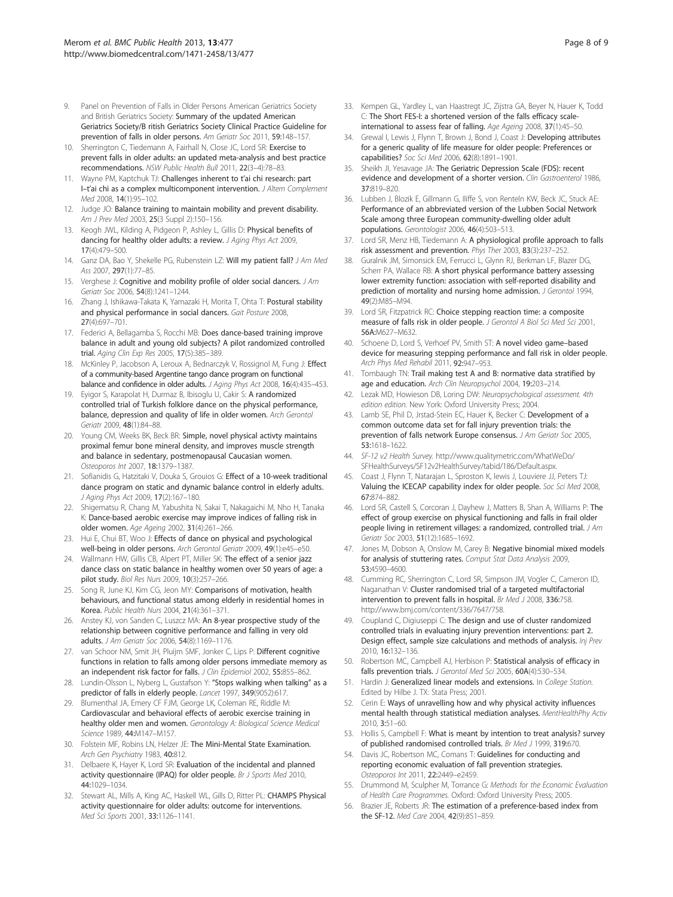9. Panel on Prevention of Falls in Older Persons American Geriatrics Society and British Geriatrics Society: **Summary of the updated American Geriatrics Society/B ritish Geriatrics Society Clinical Practice Guideline for prevention of falls in older persons.** *Am Geriatr Soc* 2011, **59:**148–157.
10. Sherrington C, Tiedemann A, Fairhall N, Close JC, Lord SR: **Exercise to prevent falls in older adults: an updated meta-analysis and best practice recommendations.** *NSW Public Health Bull* 2011, **22**(3–4):78–83.
11. Wayne PM, Kaptchuk TJ: **Challenges inherent to t'ai chi research: part I–t'ai chi as a complex multicomponent intervention.** *J Altern Complement Med* 2008, **14**(1):95–102.
12. Judge JO: **Balance training to maintain mobility and prevent disability.** *Am J Prev Med* 2003, **25**(3 Suppl 2):150–156.
13. Keogh JWL, Kilding A, Pidgeon P, Ashley L, Gillis D: **Physical benefits of dancing for healthy older adults: a review.** *J Aging Phys Act* 2009, **17**(4):479–500.
14. Ganz DA, Bao Y, Shekelle PG, Rubenstein LZ: **Will my patient fall?** *J Am Med Ass* 2007, **297**(1):77–85.
15. Verghese J: **Cognitive and mobility profile of older social dancers.** *J Am Geriatr Soc* 2006, **54**(8):1241–1244.
16. Zhang J, Ishikawa-Takata K, Yamazaki H, Morita T, Ohta T: **Postural stability and physical performance in social dancers.** *Gait Posture* 2008, **27**(4):697–701.
17. Federici A, Bellagamba S, Rocchi MB: **Does dance-based training improve balance in adult and young old subjects? A pilot randomized controlled trial.** *Aging Clin Exp Res* 2005, **17**(5):385–389.
18. McKinley P, Jacobson A, Leroux A, Bednarczyk V, Rossignol M, Fung J: **Effect of a community-based Argentine tango dance program on functional balance and confidence in older adults.** *J Aging Phys Act* 2008, **16**(4):435–453.
19. Eyigor S, Karapolat H, Durmaz B, Ibisoglu U, Cakir S: **A randomized controlled trial of Turkish folklore dance on the physical performance, balance, depression and quality of life in older women.** *Arch Gerontol Geriatr* 2009, **48**(1):84–88.
20. Young CM, Weeks BK, Beck BR: **Simple, novel physical activty maintains proximal femur bone mineral density, and improves muscle strength and balance in sedentary, postmenopausal Caucasian women.** *Osteoporos Int* 2007, **18:**1379–1387.
21. Sofianidis G, Hatzitaki V, Douka S, Grouios G: **Effect of a 10-week traditional dance program on static and dynamic balance control in elderly adults.** *J Aging Phys Act* 2009, **17**(2):167–180.
22. Shigematsu R, Chang M, Yabushita N, Sakai T, Nakagaichi M, Nho H, Tanaka K: **Dance-based aerobic exercise may improve indices of falling risk in older women.** *Age Ageing* 2002, **31**(4):261–266.
23. Hui E, Chui BT, Woo J: **Effects of dance on physical and psychological well-being in older persons.** *Arch Gerontol Geriatr* 2009, **49**(1):e45–e50.
24. Wallmann HW, Gillis CB, Alpert PT, Miller SK: **The effect of a senior jazz dance class on static balance in healthy women over 50 years of age: a pilot study.** *Biol Res Nurs* 2009, **10**(3):257–266.
25. Song R, June KJ, Kim CG, Jeon MY: **Comparisons of motivation, health behaviours, and functional status among elderly in residential homes in Korea.** *Public Health Nurs* 2004, **21**(4):361–371.
26. Anstey KJ, von Sanden C, Luszcz MA: **An 8-year prospective study of the relationship between cognitive performance and falling in very old adults.** *J Am Geriatr Soc* 2006, **54**(8):1169–1176.
27. van Schoor NM, Smit JH, Pluijm SMF, Jonker C, Lips P: **Different cognitive functions in relation to falls among older persons immediate memory as an independent risk factor for falls.** *J Clin Epidemiol* 2002, **55:**855–862.
28. Lundin-Olsson L, Nyberg L, Gustafson Y: **"Stops walking when talking" as a predictor of falls in elderly people.** *Lancet* 1997, **349**(9052):617.
29. Blumenthal JA, Emery CF FJM, George LK, Coleman RE, Riddle M: **Cardiovascular and behavioral effects of aerobic exercise training in healthy older men and women.** *Gerontology A: Biological Science Medical Science* 1989, **44:**M147–M157.
30. Folstein MF, Robins LN, Helzer JE: **The Mini-Mental State Examination.** *Arch Gen Psychiatry* 1983, **40:**812.
31. Delbaere K, Hayer K, Lord SR: **Evaluation of the incidental and planned activity questionnaire (IPAQ) for older people.** *Br J Sports Med* 2010, **44:**1029–1034.
32. Stewart AL, Mills A, King AC, Haskell WL, Gills D, Ritter PL: **CHAMPS Physical activity questionnaire for older adults: outcome for interventions.** *Med Sci Sports* 2001, **33:**1126–1141.
33. Kempen GL, Yardley L, van Haastregt JC, Zijstra GA, Beyer N, Hauer K, Todd C: **The Short FES-I: a shortened version of the falls efficacy scale-international to assess fear of falling.** *Age Ageing* 2008, **37**(1):45–50.
34. Grewal I, Lewis J, Flynn T, Brown J, Bond J, Coast J: **Developing attributes for a generic quality of life measure for older people: Preferences or capabilities?** *Soc Sci Med* 2006, **62**(8):1891–1901.
35. Sheikh JI, Yesavage JA: **The Geriatric Depression Scale (FDS): recent evidence and development of a shorter version.** *Clin Gastroenterol* 1986, **37:**819–820.
36. Lubben J, Blozik E, Gillmann G, Iliffe S, von Renteln KW, Beck JC, Stuck AE: **Performance of an abbreviated version of the Lubben Social Network Scale among three European community-dwelling older adult populations.** *Gerontologist* 2006, **46**(4):503–513.
37. Lord SR, Menz HB, Tiedemann A: **A physiological profile approach to falls risk assessment and prevention.** *Phys Ther* 2003, **83**(3):237–252.
38. Guralnik JM, Simonsick EM, Ferrucci L, Glynn RJ, Berkman LF, Blazer DG, Scherr PA, Wallace RB: **A short physical performance battery assessing lower extremity function: association with self-reported disability and prediction of mortality and nursing home admission.** *J Gerontol* 1994, **49**(2):M85–M94.
39. Lord SR, Fitzpatrick RC: **Choice stepping reaction time: a composite measure of falls risk in older people.** *J Gerontol A Biol Sci Med Sci* 2001, **56A:**M627–M632.
40. Schoene D, Lord S, Verhoef PV, Smith ST: **A novel video game–based device for measuring stepping performance and fall risk in older people.** *Arch Phys Med Rehabil* 2011, **92:**947–953.
41. Tombaugh TN: **Trail making test A and B: normative data stratified by age and education.** *Arch Clin Neuropsychol* 2004, **19:**203–214.
42. Lezak MD, Howieson DB, Loring DW: *Neuropsychological assessment. 4th edition edition.* New York: Oxford University Press; 2004.
43. Lamb SE, Phil D, Jrstad-Stein EC, Hauer K, Becker C: **Development of a common outcome data set for fall injury prevention trials: the prevention of falls network Europe consensus.** *J Am Geriatr Soc* 2005, **53:**1618–1622.
44. *SF-12 v2 Health Survey.* http://www.qualitymetric.com/WhatWeDo/SFHealthSurveys/SF12v2HealthSurvey/tabid/186/Default.aspx.
45. Coast J, Flynn T, Natarajan L, Sproston K, lewis J, Louviere JJ, Peters TJ: **Valuing the ICECAP capability index for older people.** *Soc Sci Med* 2008, **67:**874–882.
46. Lord SR, Castell S, Corcoran J, Dayhew J, Matters B, Shan A, Williams P: **The effect of group exercise on physical functioning and falls in frail older people living in retirement villages: a randomized, controlled trial.** *J Am Geriatr Soc* 2003, **51**(12):1685–1692.
47. Jones M, Dobson A, Onslow M, Carey B: **Negative binomial mixed models for analysis of stuttering rates.** *Comput Stat Data Analysis* 2009, **53:**4590–4600.
48. Cumming RC, Sherrington C, Lord SR, Simpson JM, Vogler C, Cameron ID, Naganathan V: **Cluster randomised trial of a targeted multifactorial intervention to prevent falls in hospital.** *Br Med J* 2008, **336:**758. http://www.bmj.com/content/336/7647/758.
49. Coupland C, Digiuseppi C: **The design and use of cluster randomized controlled trials in evaluating injury prevention interventions: part 2. Design effect, sample size calculations and methods of analysis.** *Inj Prev* 2010, **16:**132–136.
50. Robertson MC, Campbell AJ, Herbison P: **Statistical analysis of efficacy in falls prevention trials.** *J Gerontol Med Sci* 2005, **60A**(4):530–534.
51. Hardin J: **Generalized linear models and extensions.** In *College Station.* Edited by Hilbe J. TX: Stata Press; 2001.
52. Cerin E: **Ways of unravelling how and why physical activity influences mental health through statistical mediation analyses.** *MentHealthPhy Activ* 2010, **3:**51–60.
53. Hollis S, Campbell F: **What is meant by intention to treat analysis? survey of published randomised controlled trials.** *Br Med J* 1999, **319:**670.
54. Davis JC, Robertson MC, Comans T: **Guidelines for conducting and reporting economic evaluation of fall prevention strategies.** *Osteoporos Int* 2011, **22:**2449–e2459.
55. Drummond M, Sculpher M, Torrance G: *Methods for the Economic Evaluation of Health Care Programmes.* Oxford: Oxford University Press; 2005.
56. Brazier JE, Roberts JR: **The estimation of a preference-based index from the SF-12.** *Med Care* 2004, **42**(9):851–859.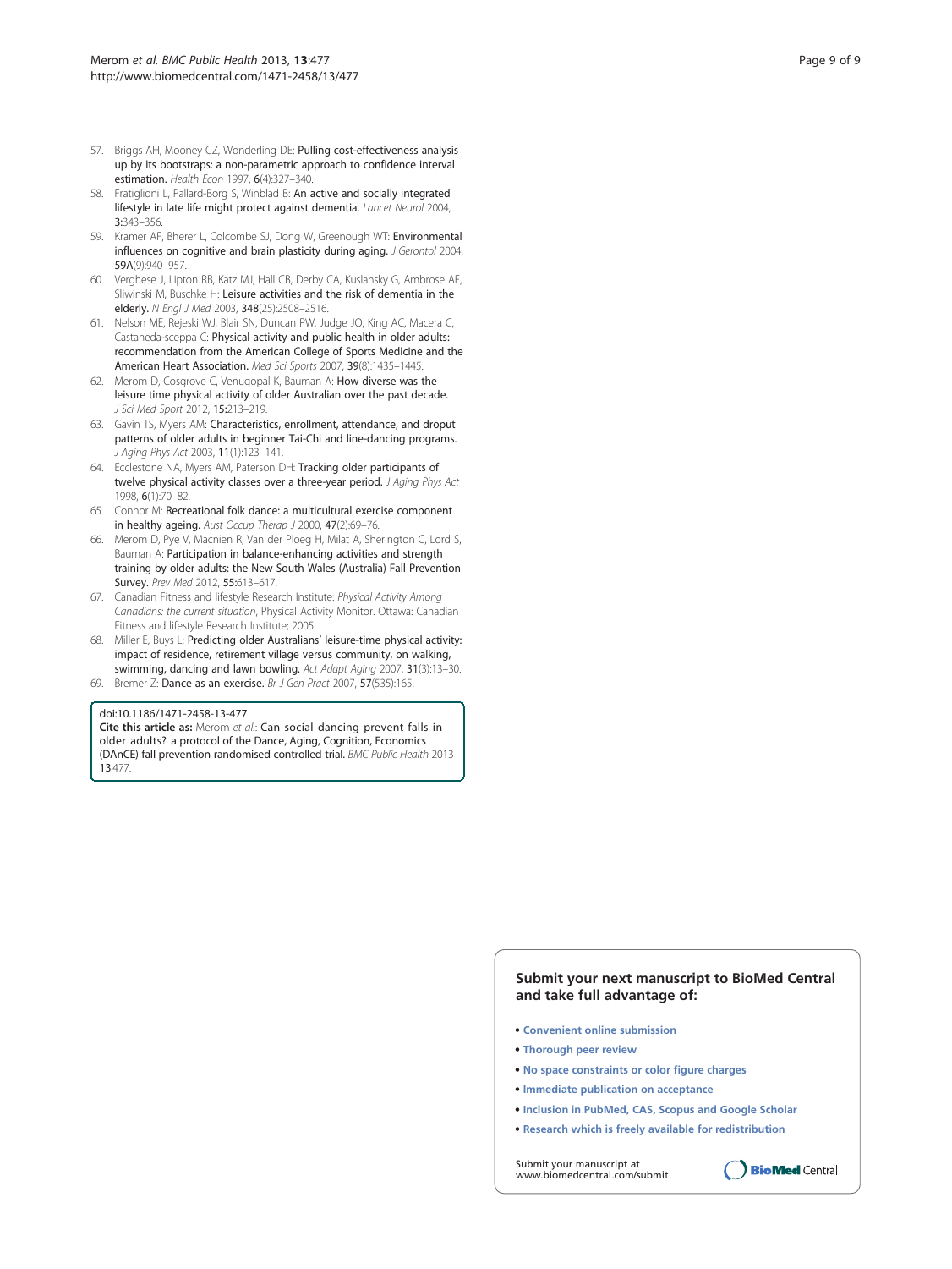57. Briggs AH, Mooney CZ, Wonderling DE: **Pulling cost-effectiveness analysis up by its bootstraps: a non-parametric approach to confidence interval estimation.** *Health Econ* 1997, **6**(4):327–340.
58. Fratiglioni L, Pallard-Borg S, Winblad B: **An active and socially integrated lifestyle in late life might protect against dementia.** *Lancet Neurol* 2004, **3**:343–356.
59. Kramer AF, Bherer L, Colcombe SJ, Dong W, Greenough WT: **Environmental influences on cognitive and brain plasticity during aging.** *J Gerontol* 2004, **59A**(9):940–957.
60. Verghese J, Lipton RB, Katz MJ, Hall CB, Derby CA, Kuslansky G, Ambrose AF, Sliwinski M, Buschke H: **Leisure activities and the risk of dementia in the elderly.** *N Engl J Med* 2003, **348**(25):2508–2516.
61. Nelson ME, Rejeski WJ, Blair SN, Duncan PW, Judge JO, King AC, Macera C, Castaneda-sceppa C: **Physical activity and public health in older adults: recommendation from the American College of Sports Medicine and the American Heart Association.** *Med Sci Sports* 2007, **39**(8):1435–1445.
62. Merom D, Cosgrove C, Venugopal K, Bauman A: **How diverse was the leisure time physical activity of older Australian over the past decade.** *J Sci Med Sport* 2012, **15**:213–219.
63. Gavin TS, Myers AM: **Characteristics, enrollment, attendance, and dropout patterns of older adults in beginner Tai-Chi and line-dancing programs.** *J Aging Phys Act* 2003, **11**(1):123–141.
64. Ecclestone NA, Myers AM, Paterson DH: **Tracking older participants of twelve physical activity classes over a three-year period.** *J Aging Phys Act* 1998, **6**(1):70–82.
65. Connor M: **Recreational folk dance: a multicultural exercise component in healthy ageing.** *Aust Occup Therap J* 2000, **47**(2):69–76.
66. Merom D, Pye V, Macnien R, Van der Ploeg H, Milat A, Sherington C, Lord S, Bauman A: **Participation in balance-enhancing activities and strength training by older adults: the New South Wales (Australia) Fall Prevention Survey.** *Prev Med* 2012, **55**:613–617.
67. Canadian Fitness and lifestyle Research Institute: *Physical Activity Among Canadians: the current situation*, Physical Activity Monitor. Ottawa: Canadian Fitness and lifestyle Research Institute; 2005.
68. Miller E, Buys L: **Predicting older Australians' leisure-time physical activity: impact of residence, retirement village versus community, on walking, swimming, dancing and lawn bowling.** *Act Adapt Aging* 2007, **31**(3):13–30.
69. Bremer Z: **Dance as an exercise.** *Br J Gen Pract* 2007, **57**(535):165.

doi:10.1186/1471-2458-13-477

**Cite this article as:** Merom *et al.*: Can social dancing prevent falls in older adults? a protocol of the Dance, Aging, Cognition, Economics (DAnCE) fall prevention randomised controlled trial. *BMC Public Health* 2013 13:477.

**Submit your next manuscript to BioMed Central and take full advantage of:**

- **Convenient online submission**
- **Thorough peer review**
- **No space constraints or color figure charges**
- **Immediate publication on acceptance**
- **Inclusion in PubMed, CAS, Scopus and Google Scholar**
- **Research which is freely available for redistribution**

Submit your manuscript at www.biomedcentral.com/submit

BioMed Central